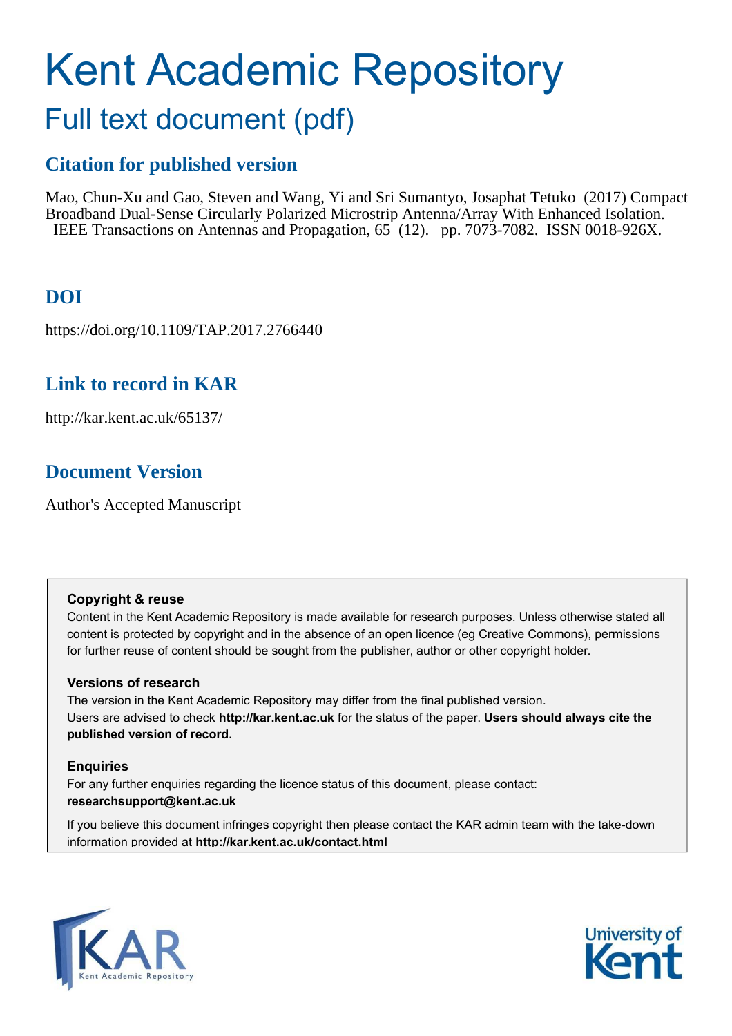# Kent Academic Repository

## Full text document (pdf)

### Citation for published version

Mao, Chun-Xu and Gao, Steven and Wang, Yi and Sri Sumantyo, Josaphat Tetuko (2017) Compact Broadband Dual-Sense Circularly Polarized Microstrip Antenna/Array With Enhanced Isolation. IEEE Transactions on Antennas and Propagation, 65 (12). pp. 7073-7082. ISSN 0018-926X.

### DOI

https://doi.org/10.1109/TAP.2017.2766440

### Link to record in KAR

http://kar.kent.ac.uk/65137/

### Document Version

Author's Accepted Manuscript

**Copyright & reuse**

Content in the Kent Academic Repository is made available for research purposes. Unless otherwise stated all content is protected by copyright and in the absence of an open licence (eg Creative Commons), permissions for further reuse of content should be sought from the publisher, author or other copyright holder.

**Versions of research**

The version in the Kent Academic Repository may differ from the final published version. Users are advised to check **http://kar.kent.ac.uk** for the status of the paper. **Users should always cite the published version of record.**

**Enquiries**

For any further enquiries regarding the licence status of this document, please contact: **researchsupport@kent.ac.uk**

If you believe this document infringes copyright then please contact the KAR admin team with the take-down information provided at **http://kar.kent.ac.uk/contact.html**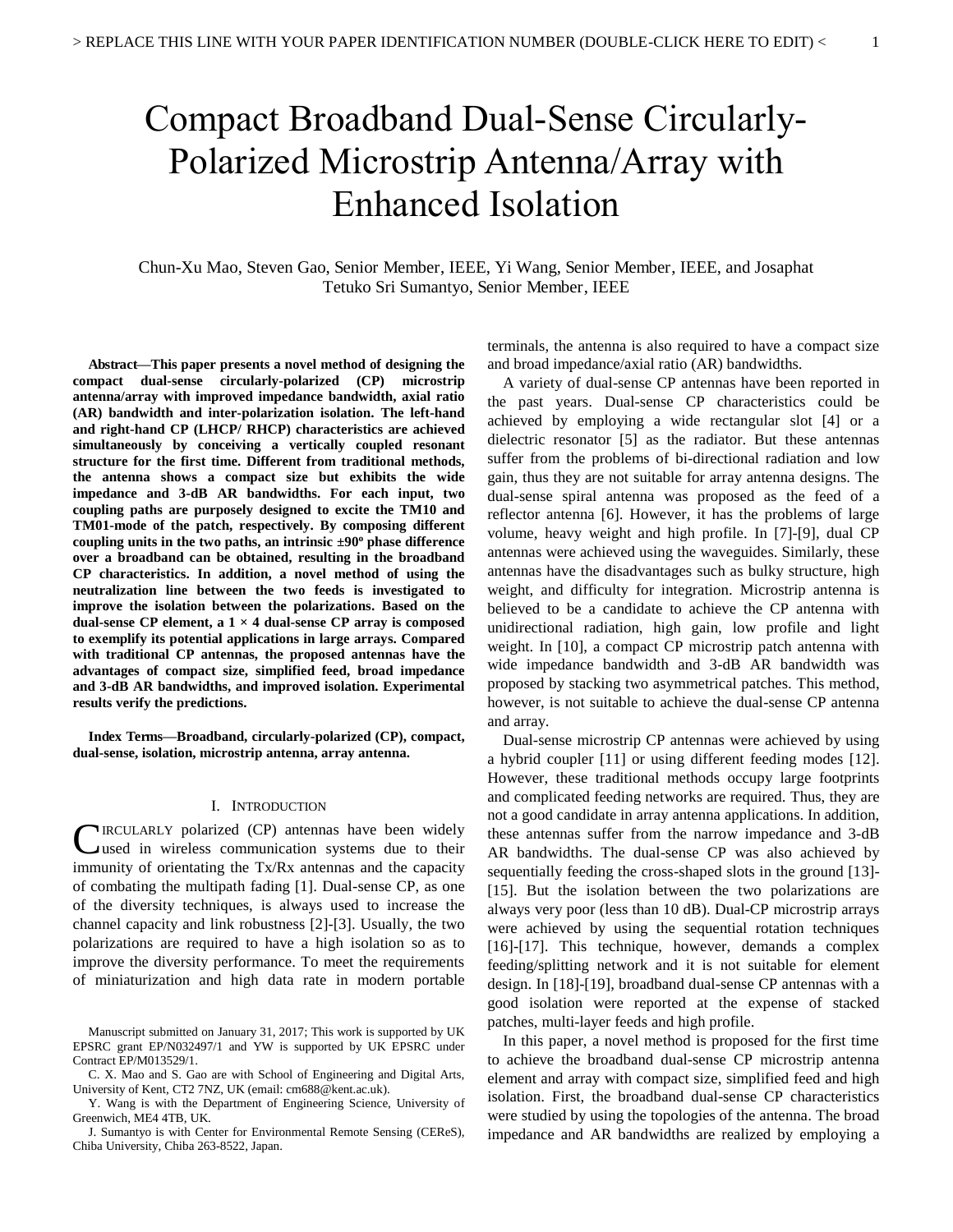# Compact Broadband Dual-Sense Circularly-Polarized Microstrip Antenna/Array with Enhanced Isolation

Chun-Xu Mao, Steven Gao, Senior Member, IEEE, Yi Wang, Senior Member, IEEE, and Josaphat Tetuko Sri Sumantyo, Senior Member, IEEE

**Abstract—This paper presents a novel method of designing the compact dual-sense circularly-polarized (CP) microstrip antenna/array with improved impedance bandwidth, axial ratio (AR) bandwidth and inter-polarization isolation. The left-hand and right-hand CP (LHCP/ RHCP) characteristics are achieved simultaneously by conceiving a vertically coupled resonant structure for the first time. Different from traditional methods, the antenna shows a compact size but exhibits the wide impedance and 3-dB AR bandwidths. For each input, two coupling paths are purposely designed to excite the TM10 and TM01-mode of the patch, respectively. By composing different coupling units in the two paths, an intrinsic ±90º phase difference over a broadband can be obtained, resulting in the broadband CP characteristics. In addition, a novel method of using the neutralization line between the two feeds is investigated to improve the isolation between the polarizations. Based on the dual-sense CP element, a 1 × 4 dual-sense CP array is composed to exemplify its potential applications in large arrays. Compared with traditional CP antennas, the proposed antennas have the advantages of compact size, simplified feed, broad impedance and 3-dB AR bandwidths, and improved isolation. Experimental results verify the predictions.**

**Index Terms—Broadband, circularly-polarized (CP), compact, dual-sense, isolation, microstrip antenna, array antenna.**

## I. INTRODUCTION

CIRCULARLY polarized (CP) antennas have been widely used in wireless communication systems due to their immunity of orientating the Tx/Rx antennas and the capacity of combating the multipath fading [1]. Dual-sense CP, as one of the diversity techniques, is always used to increase the channel capacity and link robustness [2]-[3]. Usually, the two polarizations are required to have a high isolation so as to improve the diversity performance. To meet the requirements of miniaturization and high data rate in modern portable terminals, the antenna is also required to have a compact size and broad impedance/axial ratio (AR) bandwidths.

A variety of dual-sense CP antennas have been reported in the past years. Dual-sense CP characteristics could be achieved by employing a wide rectangular slot [4] or a dielectric resonator [5] as the radiator. But these antennas suffer from the problems of bi-directional radiation and low gain, thus they are not suitable for array antenna designs. The dual-sense spiral antenna was proposed as the feed of a reflector antenna [6]. However, it has the problems of large volume, heavy weight and high profile. In [7]-[9], dual CP antennas were achieved using the waveguides. Similarly, these antennas have the disadvantages such as bulky structure, high weight, and difficulty for integration. Microstrip antenna is believed to be a candidate to achieve the CP antenna with unidirectional radiation, high gain, low profile and light weight. In [10], a compact CP microstrip patch antenna with wide impedance bandwidth and 3-dB AR bandwidth was proposed by stacking two asymmetrical patches. This method, however, is not suitable to achieve the dual-sense CP antenna and array.

Dual-sense microstrip CP antennas were achieved by using a hybrid coupler [11] or using different feeding modes [12]. However, these traditional methods occupy large footprints and complicated feeding networks are required. Thus, they are not a good candidate in array antenna applications. In addition, these antennas suffer from the narrow impedance and 3-dB AR bandwidths. The dual-sense CP was also achieved by sequentially feeding the cross-shaped slots in the ground [13]-[15]. But the isolation between the two polarizations are always very poor (less than 10 dB). Dual-CP microstrip arrays were achieved by using the sequential rotation techniques [16]-[17]. This technique, however, demands a complex feeding/splitting network and it is not suitable for element design. In [18]-[19], broadband dual-sense CP antennas with a good isolation were reported at the expense of stacked patches, multi-layer feeds and high profile.

In this paper, a novel method is proposed for the first time to achieve the broadband dual-sense CP microstrip antenna element and array with compact size, simplified feed and high isolation. First, the broadband dual-sense CP characteristics were studied by using the topologies of the antenna. The broad impedance and AR bandwidths are realized by employing a

Manuscript submitted on January 31, 2017; This work is supported by UK EPSRC grant EP/N032497/1 and YW is supported by UK EPSRC under Contract EP/M013529/1.

C. X. Mao and S. Gao are with School of Engineering and Digital Arts, University of Kent, CT2 7NZ, UK (email: cm688@kent.ac.uk).

Y. Wang is with the Department of Engineering Science, University of Greenwich, ME4 4TB, UK.

J. Sumantyo is with Center for Environmental Remote Sensing (CEReS), Chiba University, Chiba 263-8522, Japan.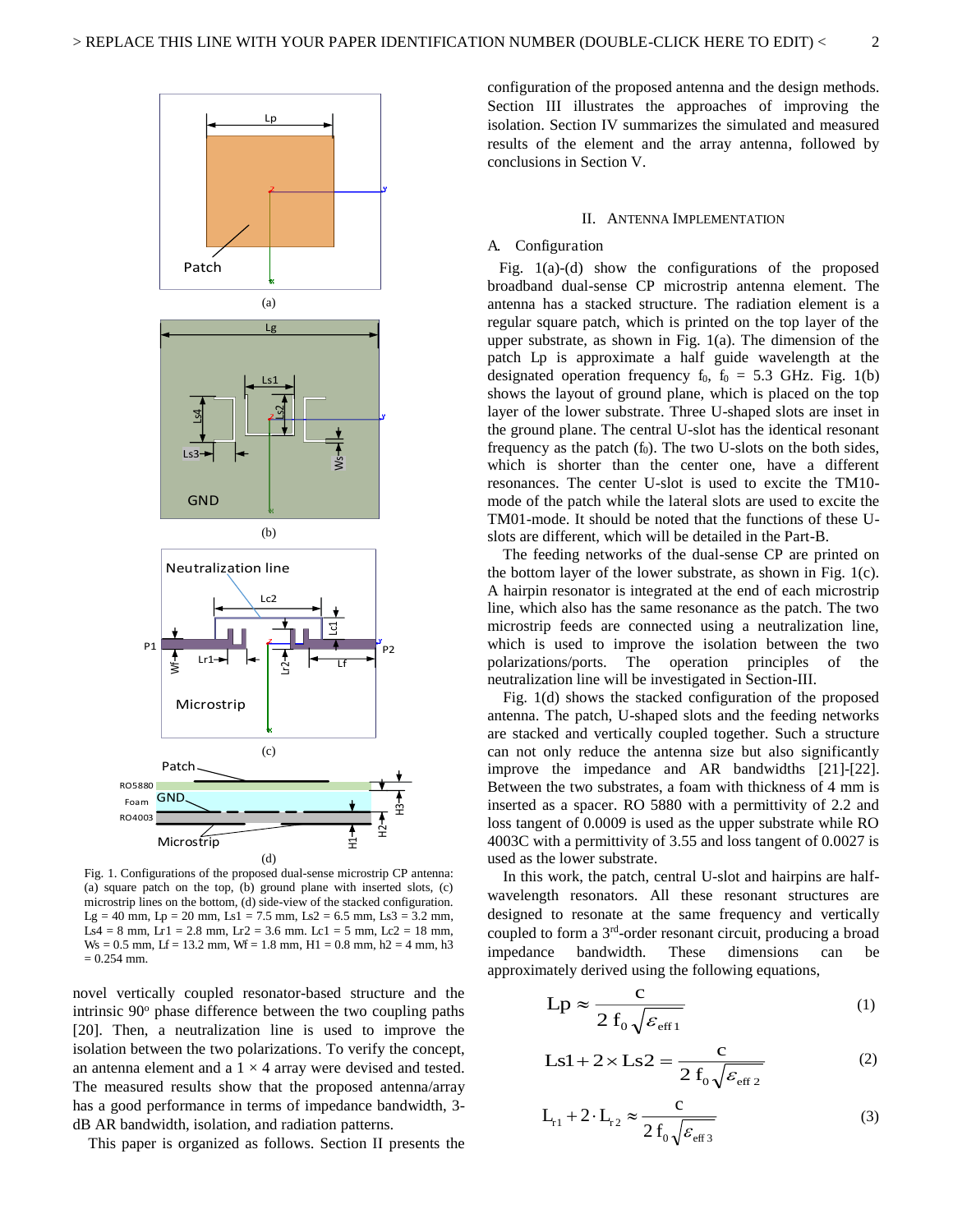Fig. 1. Configurations of the proposed dual-sense microstrip CP antenna: (a) square patch on the top, (b) ground plane with inserted slots, (c) microstrip lines on the bottom, (d) side-view of the stacked configuration. Lg = 40 mm, Lp = 20 mm, Ls1 = 7.5 mm, Ls2 = 6.5 mm, Ls3 = 3.2 mm, Ls4 = 8 mm, Lr1 = 2.8 mm, Lr2 = 3.6 mm. Lc1 = 5 mm, Lc2 = 18 mm, Ws = 0.5 mm, Lf = 13.2 mm, Wf = 1.8 mm, H1 = 0.8 mm, h2 = 4 mm, h3 = 0.254 mm.

novel vertically coupled resonator-based structure and the intrinsic 90° phase difference between the two coupling paths [20]. Then, a neutralization line is used to improve the isolation between the two polarizations. To verify the concept, an antenna element and a 1 × 4 array were devised and tested. The measured results show that the proposed antenna/array has a good performance in terms of impedance bandwidth, 3-dB AR bandwidth, isolation, and radiation patterns.

This paper is organized as follows. Section II presents the configuration of the proposed antenna and the design methods. Section III illustrates the approaches of improving the isolation. Section IV summarizes the simulated and measured results of the element and the array antenna, followed by conclusions in Section V.

## II. Antenna Implementation

### A. Configuration

Fig. 1(a)-(d) show the configurations of the proposed broadband dual-sense CP microstrip antenna element. The antenna has a stacked structure. The radiation element is a regular square patch, which is printed on the top layer of the upper substrate, as shown in Fig. 1(a). The dimension of the patch Lp is approximate a half guide wavelength at the designated operation frequency $f_0$, $f_0$ = 5.3 GHz. Fig. 1(b) shows the layout of ground plane, which is placed on the top layer of the lower substrate. Three U-shaped slots are inset in the ground plane. The central U-slot has the identical resonant frequency as the patch ($f_0$). The two U-slots on the both sides, which is shorter than the center one, have a different resonances. The center U-slot is used to excite the TM10-mode of the patch while the lateral slots are used to excite the TM01-mode. It should be noted that the functions of these U-slots are different, which will be detailed in the Part-B.

The feeding networks of the dual-sense CP are printed on the bottom layer of the lower substrate, as shown in Fig. 1(c). A hairpin resonator is integrated at the end of each microstrip line, which also has the same resonance as the patch. The two microstrip feeds are connected using a neutralization line, which is used to improve the isolation between the two polarizations/ports. The operation principles of the neutralization line will be investigated in Section-III.

Fig. 1(d) shows the stacked configuration of the proposed antenna. The patch, U-shaped slots and the feeding networks are stacked and vertically coupled together. Such a structure can not only reduce the antenna size but also significantly improve the impedance and AR bandwidths [21]-[22]. Between the two substrates, a foam with thickness of 4 mm is inserted as a spacer. RO 5880 with a permittivity of 2.2 and loss tangent of 0.0009 is used as the upper substrate while RO 4003C with a permittivity of 3.55 and loss tangent of 0.0027 is used as the lower substrate.

In this work, the patch, central U-slot and hairpins are half-wavelength resonators. All these resonant structures are designed to resonate at the same frequency and vertically coupled to form a 3rd-order resonant circuit, producing a broad impedance bandwidth. These dimensions can be approximately derived using the following equations,

$$\mathrm{Lp} \approx \frac{c}{2\, f_0 \sqrt{\varepsilon_{\mathrm{eff}\,1}}} \tag{1}$$

$$\mathrm{Ls1} + 2 \times \mathrm{Ls2} = \frac{c}{2\, f_0 \sqrt{\varepsilon_{\mathrm{eff}\,2}}} \tag{2}$$

$$L_{r1} + 2 \cdot L_{r2} \approx \frac{c}{2\, f_0 \sqrt{\varepsilon_{\mathrm{eff}\,3}}} \tag{3}$$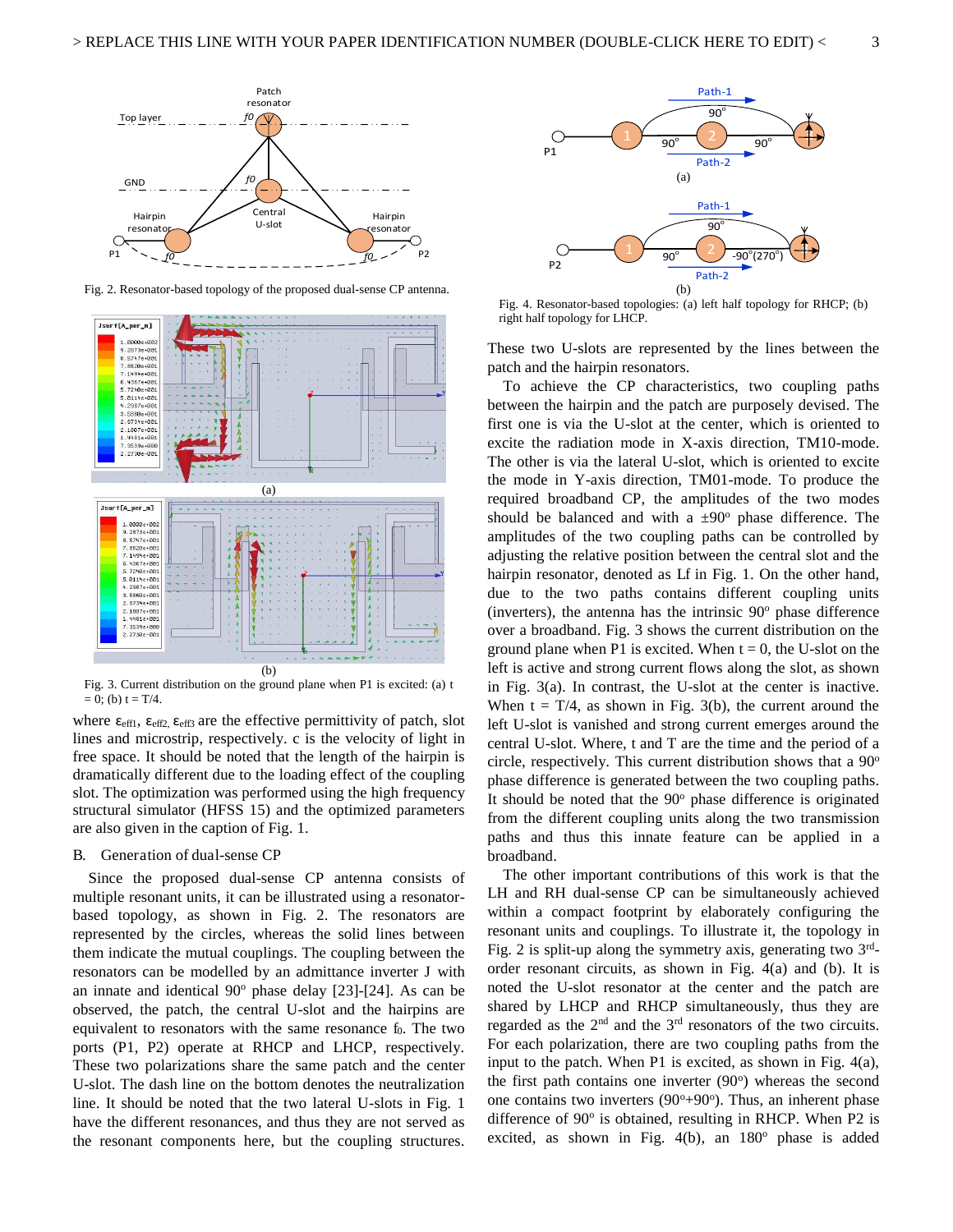Fig. 2. Resonator-based topology of the proposed dual-sense CP antenna.

Fig. 3. Current distribution on the ground plane when P1 is excited: (a) t = 0; (b) t = T/4.

where $\varepsilon_{eff1}$, $\varepsilon_{eff2}$, $\varepsilon_{eff3}$ are the effective permittivity of patch, slot lines and microstrip, respectively. c is the velocity of light in free space. It should be noted that the length of the hairpin is dramatically different due to the loading effect of the coupling slot. The optimization was performed using the high frequency structural simulator (HFSS 15) and the optimized parameters are also given in the caption of Fig. 1.

## B. Generation of dual-sense CP

Since the proposed dual-sense CP antenna consists of multiple resonant units, it can be illustrated using a resonator-based topology, as shown in Fig. 2. The resonators are represented by the circles, whereas the solid lines between them indicate the mutual couplings. The coupling between the resonators can be modelled by an admittance inverter J with an innate and identical 90° phase delay [23]-[24]. As can be observed, the patch, the central U-slot and the hairpins are equivalent to resonators with the same resonance $f_0$. The two ports (P1, P2) operate at RHCP and LHCP, respectively. These two polarizations share the same patch and the center U-slot. The dash line on the bottom denotes the neutralization line. It should be noted that the two lateral U-slots in Fig. 1 have the different resonances, and thus they are not served as the resonant components here, but the coupling structures. These two U-slots are represented by the lines between the patch and the hairpin resonators.

To achieve the CP characteristics, two coupling paths between the hairpin and the patch are purposely devised. The first one is via the U-slot at the center, which is oriented to excite the radiation mode in X-axis direction, TM10-mode. The other is via the lateral U-slot, which is oriented to excite the mode in Y-axis direction, TM01-mode. To produce the required broadband CP, the amplitudes of the two modes should be balanced and with a ±90° phase difference. The amplitudes of the two coupling paths can be controlled by adjusting the relative position between the central slot and the hairpin resonator, denoted as Lf in Fig. 1. On the other hand, due to the two paths contains different coupling units (inverters), the antenna has the intrinsic 90° phase difference over a broadband. Fig. 3 shows the current distribution on the ground plane when P1 is excited. When t = 0, the U-slot on the left is active and strong current flows along the slot, as shown in Fig. 3(a). In contrast, the U-slot at the center is inactive. When t = T/4, as shown in Fig. 3(b), the current around the left U-slot is vanished and strong current emerges around the central U-slot. Where, t and T are the time and the period of a circle, respectively. This current distribution shows that a 90° phase difference is generated between the two coupling paths. It should be noted that the 90° phase difference is originated from the different coupling units along the two transmission paths and thus this innate feature can be applied in a broadband.

Fig. 4. Resonator-based topologies: (a) left half topology for RHCP; (b) right half topology for LHCP.

The other important contributions of this work is that the LH and RH dual-sense CP can be simultaneously achieved within a compact footprint by elaborately configuring the resonant units and couplings. To illustrate it, the topology in Fig. 2 is split-up along the symmetry axis, generating two 3rd-order resonant circuits, as shown in Fig. 4(a) and (b). It is noted the U-slot resonator at the center and the patch are shared by LHCP and RHCP simultaneously, thus they are regarded as the 2nd and the 3rd resonators of the two circuits. For each polarization, there are two coupling paths from the input to the patch. When P1 is excited, as shown in Fig. 4(a), the first path contains one inverter (90°) whereas the second one contains two inverters (90°+90°). Thus, an inherent phase difference of 90° is obtained, resulting in RHCP. When P2 is excited, as shown in Fig. 4(b), an 180° phase is added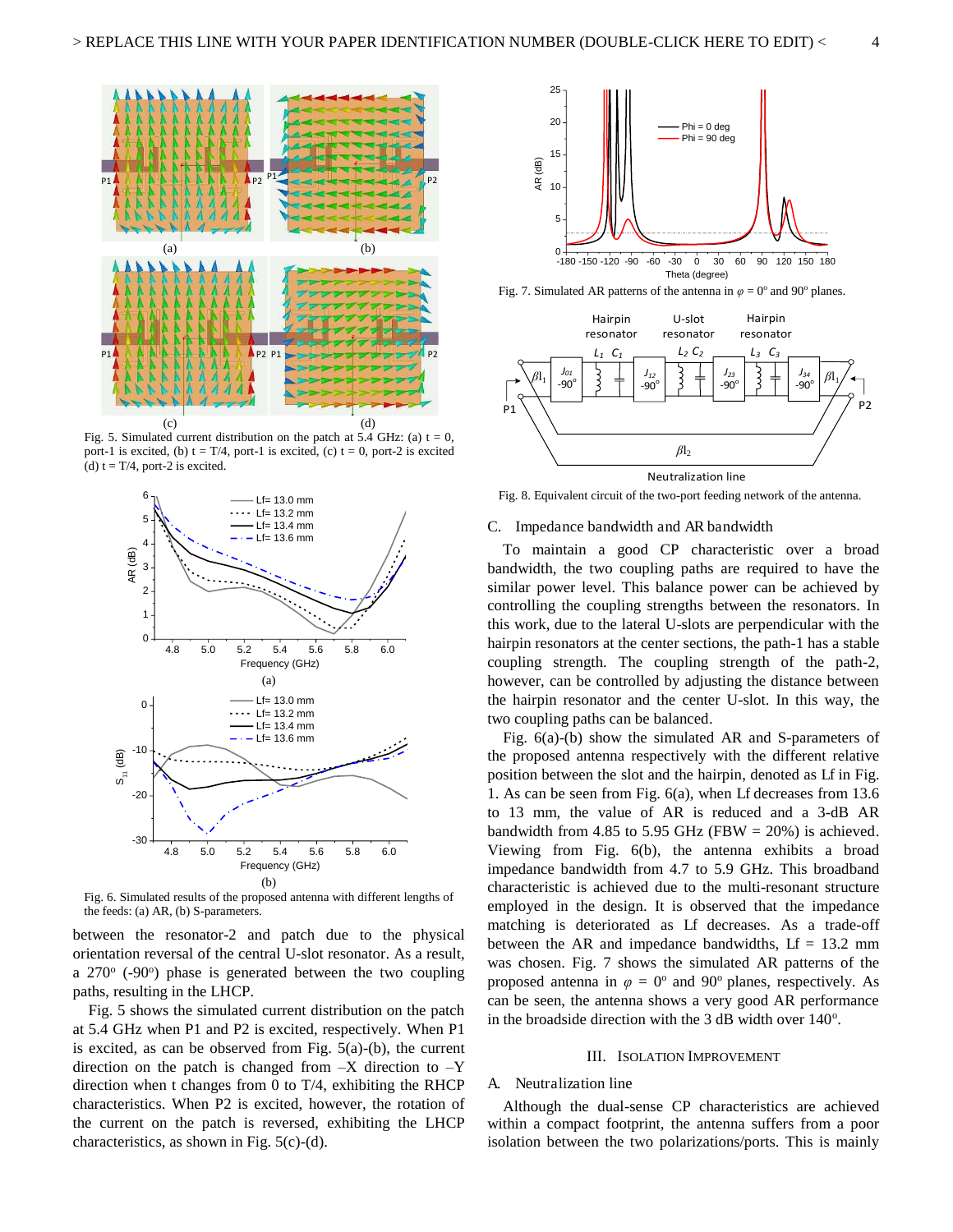Fig. 5. Simulated current distribution on the patch at 5.4 GHz: (a) t = 0, port-1 is excited, (b) t = T/4, port-1 is excited, (c) t = 0, port-2 is excited (d) t = T/4, port-2 is excited.

Fig. 6. Simulated results of the proposed antenna with different lengths of the feeds: (a) AR, (b) S-parameters.

between the resonator-2 and patch due to the physical orientation reversal of the central U-slot resonator. As a result, a 270° (-90°) phase is generated between the two coupling paths, resulting in the LHCP.

Fig. 5 shows the simulated current distribution on the patch at 5.4 GHz when P1 and P2 is excited, respectively. When P1 is excited, as can be observed from Fig. 5(a)-(b), the current direction on the patch is changed from –X direction to –Y direction when t changes from 0 to T/4, exhibiting the RHCP characteristics. When P2 is excited, however, the rotation of the current on the patch is reversed, exhibiting the LHCP characteristics, as shown in Fig. 5(c)-(d).

Fig. 7. Simulated AR patterns of the antenna in $\varphi = 0^{\circ}$ and $90^{\circ}$ planes.

Fig. 8. Equivalent circuit of the two-port feeding network of the antenna.

## C. Impedance bandwidth and AR bandwidth

To maintain a good CP characteristic over a broad bandwidth, the two coupling paths are required to have the similar power level. This balance power can be achieved by controlling the coupling strengths between the resonators. In this work, due to the lateral U-slots are perpendicular with the hairpin resonators at the center sections, the path-1 has a stable coupling strength. The coupling strength of the path-2, however, can be controlled by adjusting the distance between the hairpin resonator and the center U-slot. In this way, the two coupling paths can be balanced.

Fig. 6(a)-(b) show the simulated AR and S-parameters of the proposed antenna respectively with the different relative position between the slot and the hairpin, denoted as Lf in Fig. 1. As can be seen from Fig. 6(a), when Lf decreases from 13.6 to 13 mm, the value of AR is reduced and a 3-dB AR bandwidth from 4.85 to 5.95 GHz (FBW = 20%) is achieved. Viewing from Fig. 6(b), the antenna exhibits a broad impedance bandwidth from 4.7 to 5.9 GHz. This broadband characteristic is achieved due to the multi-resonant structure employed in the design. It is observed that the impedance matching is deteriorated as Lf decreases. As a trade-off between the AR and impedance bandwidths, Lf = 13.2 mm was chosen. Fig. 7 shows the simulated AR patterns of the proposed antenna in $\varphi = 0^{\circ}$ and $90^{\circ}$ planes, respectively. As can be seen, the antenna shows a very good AR performance in the broadside direction with the 3 dB width over 140°.

## III. Isolation Improvement

### A. Neutralization line

Although the dual-sense CP characteristics are achieved within a compact footprint, the antenna suffers from a poor isolation between the two polarizations/ports. This is mainly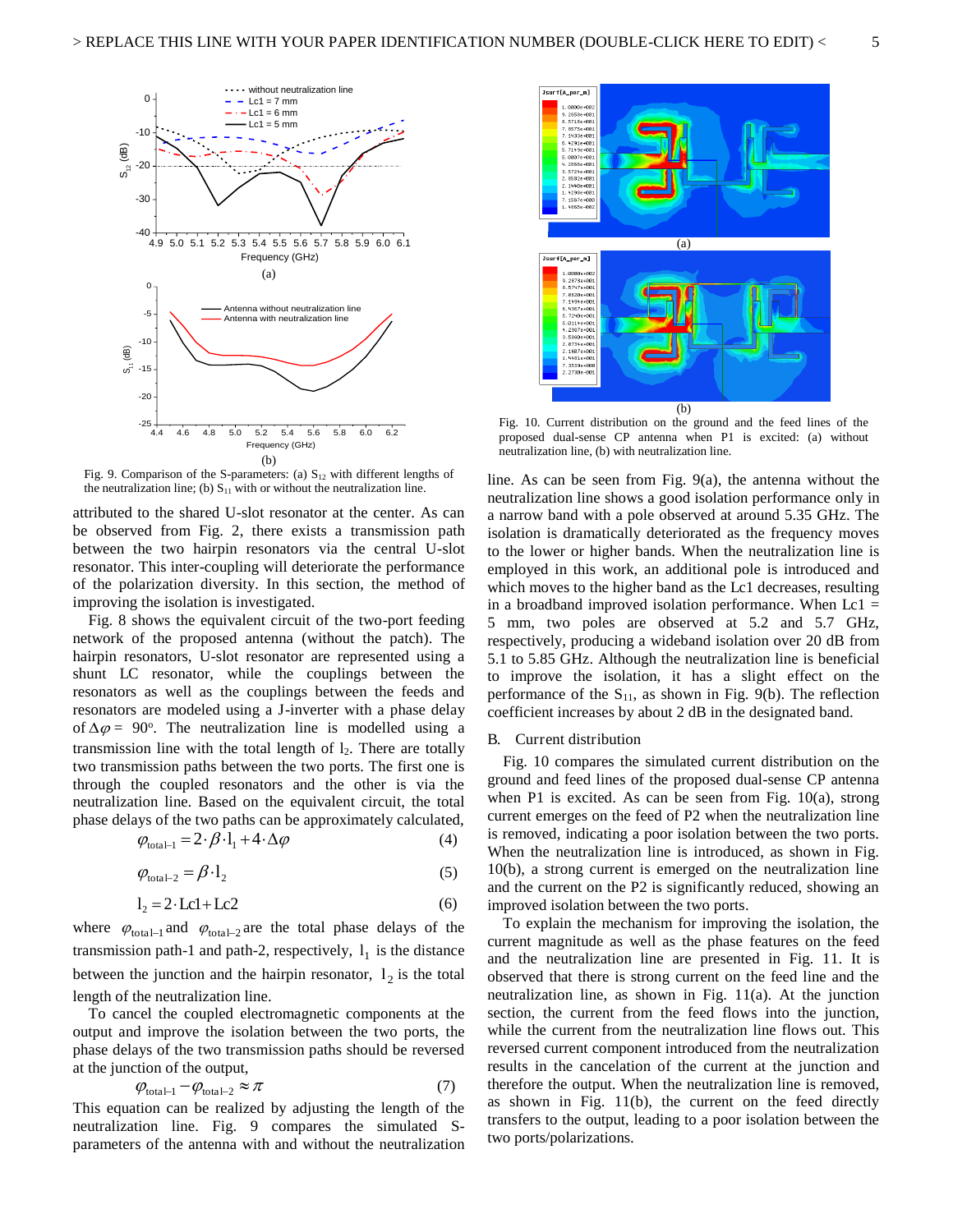Fig. 9. Comparison of the S-parameters: (a) $S_{12}$ with different lengths of the neutralization line; (b) $S_{11}$ with or without the neutralization line.

attributed to the shared U-slot resonator at the center. As can be observed from Fig. 2, there exists a transmission path between the two hairpin resonators via the central U-slot resonator. This inter-coupling will deteriorate the performance of the polarization diversity. In this section, the method of improving the isolation is investigated.

Fig. 8 shows the equivalent circuit of the two-port feeding network of the proposed antenna (without the patch). The hairpin resonators, U-slot resonator are represented using a shunt LC resonator, while the couplings between the resonators as well as the couplings between the feeds and resonators are modeled using a J-inverter with a phase delay of $\Delta\varphi = 90^o$. The neutralization line is modelled using a transmission line with the total length of $l_2$. There are totally two transmission paths between the two ports. The first one is through the coupled resonators and the other is via the neutralization line. Based on the equivalent circuit, the total phase delays of the two paths can be approximately calculated,

$$\varphi_{\text{total-1}} = 2\cdot\beta\cdot l_1 + 4\cdot\Delta\varphi \tag{4}$$

$$\varphi_{\text{total-2}} = \beta\cdot l_2 \tag{5}$$

$$l_2 = 2\cdot \text{Lc1} + \text{Lc2} \tag{6}$$

where $\varphi_{\text{total-1}}$ and $\varphi_{\text{total-2}}$ are the total phase delays of the transmission path-1 and path-2, respectively, $l_1$ is the distance between the junction and the hairpin resonator, $l_2$ is the total length of the neutralization line.

To cancel the coupled electromagnetic components at the output and improve the isolation between the two ports, the phase delays of the two transmission paths should be reversed at the junction of the output,

$$\varphi_{\text{total-1}} - \varphi_{\text{total-2}} \approx \pi \tag{7}$$

This equation can be realized by adjusting the length of the neutralization line. Fig. 9 compares the simulated S-parameters of the antenna with and without the neutralization line. As can be seen from Fig. 9(a), the antenna without the neutralization line shows a good isolation performance only in a narrow band with a pole observed at around 5.35 GHz. The isolation is dramatically deteriorated as the frequency moves to the lower or higher bands. When the neutralization line is employed in this work, an additional pole is introduced and which moves to the higher band as the Lc1 decreases, resulting in a broadband improved isolation performance. When Lc1 = 5 mm, two poles are observed at 5.2 and 5.7 GHz, respectively, producing a wideband isolation over 20 dB from 5.1 to 5.85 GHz. Although the neutralization line is beneficial to improve the isolation, it has a slight effect on the performance of the $S_{11}$, as shown in Fig. 9(b). The reflection coefficient increases by about 2 dB in the designated band.

Fig. 10. Current distribution on the ground and the feed lines of the proposed dual-sense CP antenna when P1 is excited: (a) without neutralization line, (b) with neutralization line.

## B. Current distribution

Fig. 10 compares the simulated current distribution on the ground and feed lines of the proposed dual-sense CP antenna when P1 is excited. As can be seen from Fig. 10(a), strong current emerges on the feed of P2 when the neutralization line is removed, indicating a poor isolation between the two ports. When the neutralization line is introduced, as shown in Fig. 10(b), a strong current is emerged on the neutralization line and the current on the P2 is significantly reduced, showing an improved isolation between the two ports.

To explain the mechanism for improving the isolation, the current magnitude as well as the phase features on the feed and the neutralization line are presented in Fig. 11. It is observed that there is strong current on the feed line and the neutralization line, as shown in Fig. 11(a). At the junction section, the current from the feed flows into the junction, while the current from the neutralization line flows out. This reversed current component introduced from the neutralization results in the cancelation of the current at the junction and therefore the output. When the neutralization line is removed, as shown in Fig. 11(b), the current on the feed directly transfers to the output, leading to a poor isolation between the two ports/polarizations.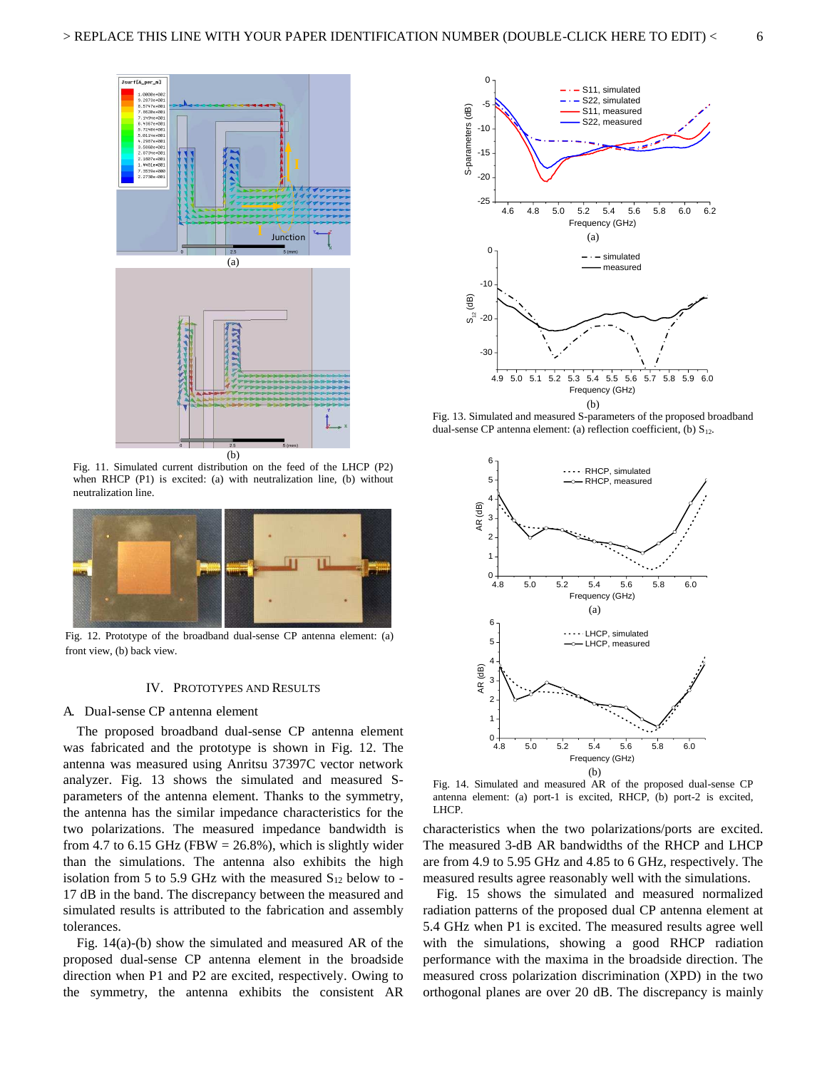Fig. 11. Simulated current distribution on the feed of the LHCP (P2) when RHCP (P1) is excited: (a) with neutralization line, (b) without neutralization line.

Fig. 12. Prototype of the broadband dual-sense CP antenna element: (a) front view, (b) back view.

Fig. 13. Simulated and measured S-parameters of the proposed broadband dual-sense CP antenna element: (a) reflection coefficient, (b) $S_{12}$.

Fig. 14. Simulated and measured AR of the proposed dual-sense CP antenna element: (a) port-1 is excited, RHCP, (b) port-2 is excited, LHCP.

## IV. Prototypes and Results

### A. Dual-sense CP antenna element

The proposed broadband dual-sense CP antenna element was fabricated and the prototype is shown in Fig. 12. The antenna was measured using Anritsu 37397C vector network analyzer. Fig. 13 shows the simulated and measured S-parameters of the antenna element. Thanks to the symmetry, the antenna has the similar impedance characteristics for the two polarizations. The measured impedance bandwidth is from 4.7 to 6.15 GHz (FBW = 26.8%), which is slightly wider than the simulations. The antenna also exhibits the high isolation from 5 to 5.9 GHz with the measured $S_{12}$ below to -17 dB in the band. The discrepancy between the measured and simulated results is attributed to the fabrication and assembly tolerances.

Fig. 14(a)-(b) show the simulated and measured AR of the proposed dual-sense CP antenna element in the broadside direction when P1 and P2 are excited, respectively. Owing to the symmetry, the antenna exhibits the consistent AR characteristics when the two polarizations/ports are excited. The measured 3-dB AR bandwidths of the RHCP and LHCP are from 4.9 to 5.95 GHz and 4.85 to 6 GHz, respectively. The measured results agree reasonably well with the simulations.

Fig. 15 shows the simulated and measured normalized radiation patterns of the proposed dual CP antenna element at 5.4 GHz when P1 is excited. The measured results agree well with the simulations, showing a good RHCP radiation performance with the maxima in the broadside direction. The measured cross polarization discrimination (XPD) in the two orthogonal planes are over 20 dB. The discrepancy is mainly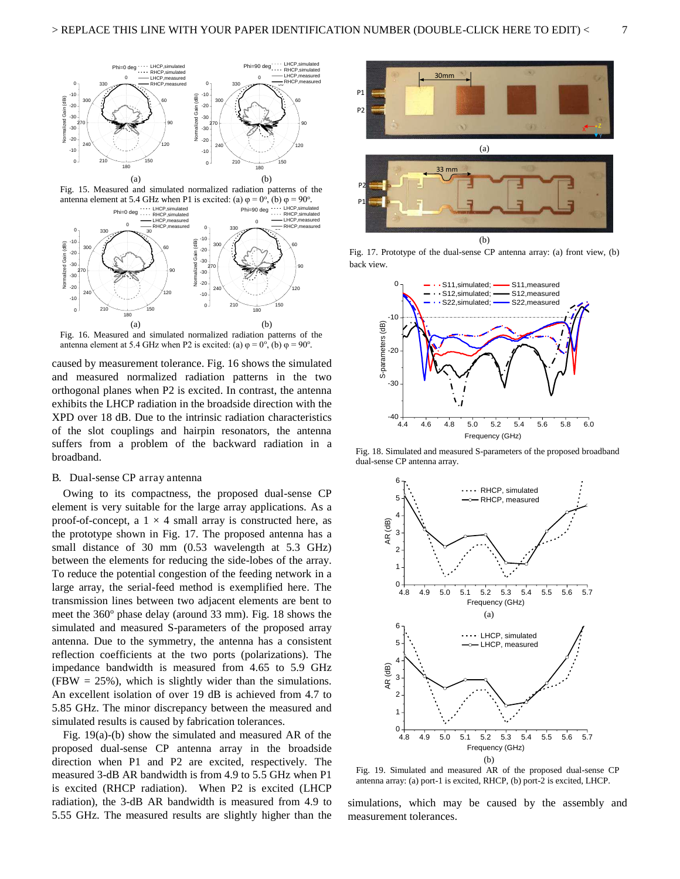Fig. 15. Measured and simulated normalized radiation patterns of the antenna element at 5.4 GHz when P1 is excited: (a) φ = 0º, (b) φ = 90º.

Fig. 16. Measured and simulated normalized radiation patterns of the antenna element at 5.4 GHz when P2 is excited: (a) φ = 0º, (b) φ = 90º.

caused by measurement tolerance. Fig. 16 shows the simulated and measured normalized radiation patterns in the two orthogonal planes when P2 is excited. In contrast, the antenna exhibits the LHCP radiation in the broadside direction with the XPD over 18 dB. Due to the intrinsic radiation characteristics of the slot couplings and hairpin resonators, the antenna suffers from a problem of the backward radiation in a broadband.

## B. Dual-sense CP array antenna

Owing to its compactness, the proposed dual-sense CP element is very suitable for the large array applications. As a proof-of-concept, a 1 × 4 small array is constructed here, as the prototype shown in Fig. 17. The proposed antenna has a small distance of 30 mm (0.53 wavelength at 5.3 GHz) between the elements for reducing the side-lobes of the array. To reduce the potential congestion of the feeding network in a large array, the serial-feed method is exemplified here. The transmission lines between two adjacent elements are bent to meet the 360º phase delay (around 33 mm). Fig. 18 shows the simulated and measured S-parameters of the proposed array antenna. Due to the symmetry, the antenna has a consistent reflection coefficients at the two ports (polarizations). The impedance bandwidth is measured from 4.65 to 5.9 GHz (FBW = 25%), which is slightly wider than the simulations. An excellent isolation of over 19 dB is achieved from 4.7 to 5.85 GHz. The minor discrepancy between the measured and simulated results is caused by fabrication tolerances.

Fig. 19(a)-(b) show the simulated and measured AR of the proposed dual-sense CP antenna array in the broadside direction when P1 and P2 are excited, respectively. The measured 3-dB AR bandwidth is from 4.9 to 5.5 GHz when P1 is excited (RHCP radiation). When P2 is excited (LHCP radiation), the 3-dB AR bandwidth is measured from 4.9 to 5.55 GHz. The measured results are slightly higher than the simulations, which may be caused by the assembly and measurement tolerances.

Fig. 17. Prototype of the dual-sense CP antenna array: (a) front view, (b) back view.

Fig. 18. Simulated and measured S-parameters of the proposed broadband dual-sense CP antenna array.

Fig. 19. Simulated and measured AR of the proposed dual-sense CP antenna array: (a) port-1 is excited, RHCP, (b) port-2 is excited, LHCP.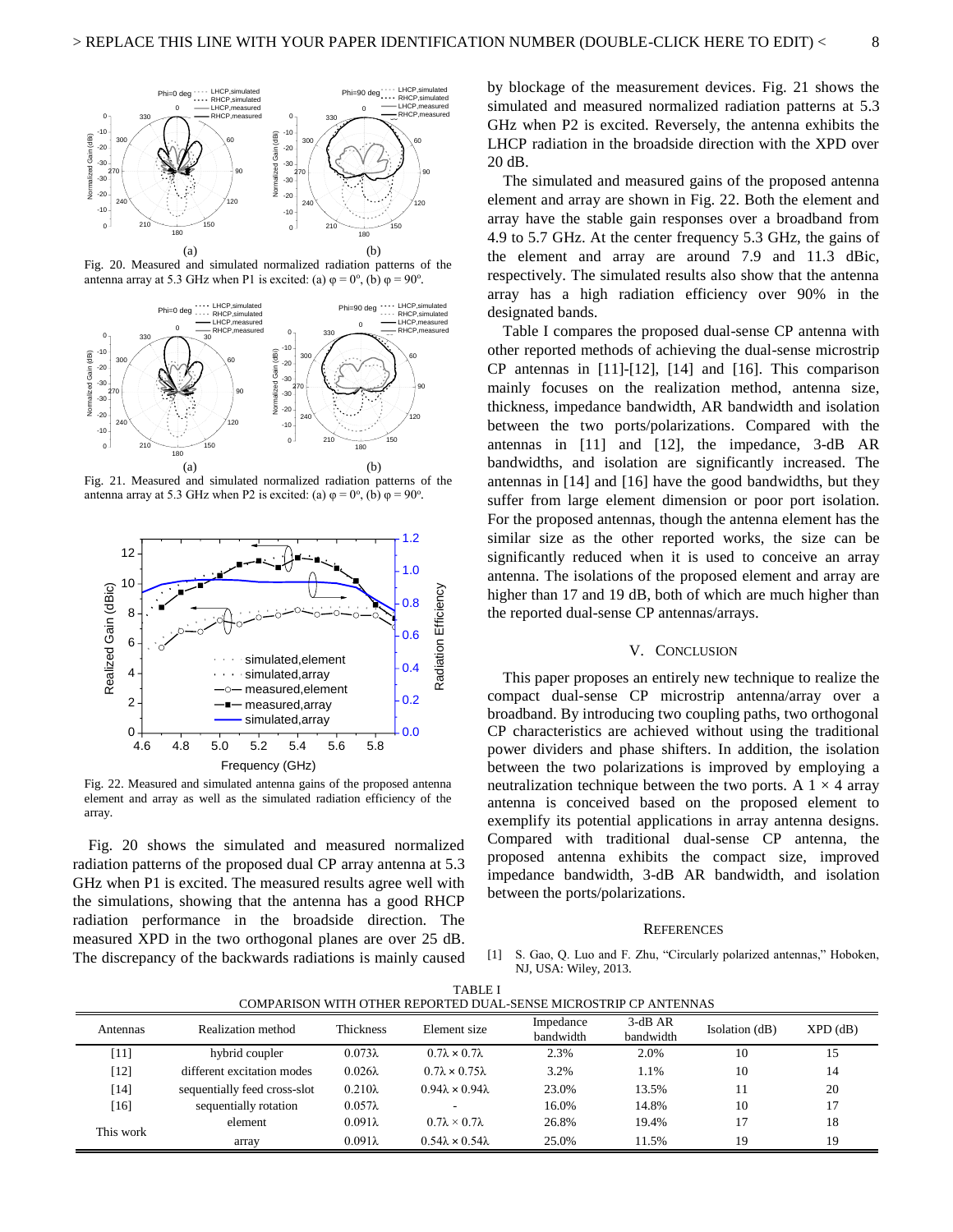Fig. 20. Measured and simulated normalized radiation patterns of the antenna array at 5.3 GHz when P1 is excited: (a) φ = 0°, (b) φ = 90°.

Fig. 21. Measured and simulated normalized radiation patterns of the antenna array at 5.3 GHz when P2 is excited: (a) φ = 0°, (b) φ = 90°.

Fig. 22. Measured and simulated antenna gains of the proposed antenna element and array as well as the simulated radiation efficiency of the array.

Fig. 20 shows the simulated and measured normalized radiation patterns of the proposed dual CP array antenna at 5.3 GHz when P1 is excited. The measured results agree well with the simulations, showing that the antenna has a good RHCP radiation performance in the broadside direction. The measured XPD in the two orthogonal planes are over 25 dB. The discrepancy of the backwards radiations is mainly caused by blockage of the measurement devices. Fig. 21 shows the simulated and measured normalized radiation patterns at 5.3 GHz when P2 is excited. Reversely, the antenna exhibits the LHCP radiation in the broadside direction with the XPD over 20 dB.

The simulated and measured gains of the proposed antenna element and array are shown in Fig. 22. Both the element and array have the stable gain responses over a broadband from 4.9 to 5.7 GHz. At the center frequency 5.3 GHz, the gains of the element and array are around 7.9 and 11.3 dBic, respectively. The simulated results also show that the antenna array has a high radiation efficiency over 90% in the designated bands.

Table I compares the proposed dual-sense CP antenna with other reported methods of achieving the dual-sense microstrip CP antennas in [11]-[12], [14] and [16]. This comparison mainly focuses on the realization method, antenna size, thickness, impedance bandwidth, AR bandwidth and isolation between the two ports/polarizations. Compared with the antennas in [11] and [12], the impedance, 3-dB AR bandwidths, and isolation are significantly increased. The antennas in [14] and [16] have the good bandwidths, but they suffer from large element dimension or poor port isolation. For the proposed antennas, though the antenna element has the similar size as the other reported works, the size can be significantly reduced when it is used to conceive an array antenna. The isolations of the proposed element and array are higher than 17 and 19 dB, both of which are much higher than the reported dual-sense CP antennas/arrays.

## V. Conclusion

This paper proposes an entirely new technique to realize the compact dual-sense CP microstrip antenna/array over a broadband. By introducing two coupling paths, two orthogonal CP characteristics are achieved without using the traditional power dividers and phase shifters. In addition, the isolation between the two polarizations is improved by employing a neutralization technique between the two ports. A 1 × 4 array antenna is conceived based on the proposed element to exemplify its potential applications in array antenna designs. Compared with traditional dual-sense CP antenna, the proposed antenna exhibits the compact size, improved impedance bandwidth, 3-dB AR bandwidth, and isolation between the ports/polarizations.

TABLE I
COMPARISON WITH OTHER REPORTED DUAL-SENSE MICROSTRIP CP ANTENNAS

| Antennas | | Realization method | Thickness | Element size | Impedance bandwidth | 3-dB AR bandwidth | Isolation (dB) | XPD (dB) |
|---|---|---|---|---|---|---|---|---|
| [11] | | hybrid coupler | 0.073λ | 0.7λ × 0.7λ | 2.3% | 2.0% | 10 | 15 |
| [12] | | different excitation modes | 0.026λ | 0.7λ × 0.75λ | 3.2% | 1.1% | 10 | 14 |
| [14] | | sequentially feed cross-slot | 0.210λ | 0.94λ × 0.94λ | 23.0% | 13.5% | 11 | 20 |
| [16] | | sequentially rotation | 0.057λ | - | 16.0% | 14.8% | 10 | 17 |
| This work | | element | 0.091λ | 0.7λ × 0.7λ | 26.8% | 19.4% | 17 | 18 |
| | | array | 0.091λ | 0.54λ × 0.54λ | 25.0% | 11.5% | 19 | 19 |

## References

[1] S. Gao, Q. Luo and F. Zhu, "Circularly polarized antennas," Hoboken, NJ, USA: Wiley, 2013.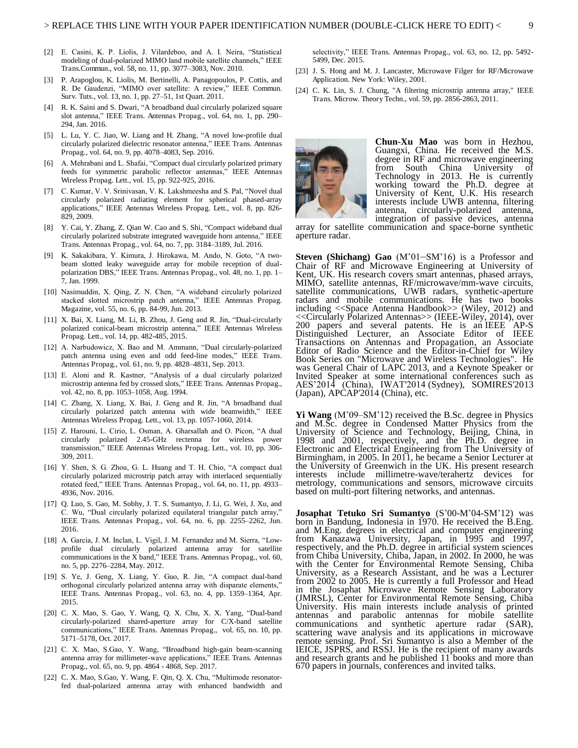[2] E. Casini, K. P. Liolis, J. Vilardeboo, and A. I. Neira, "Statistical modeling of dual-polarized MIMO land mobile satellite channels," IEEE Trans.Commun., vol. 58, no. 11, pp. 3077–3083, Nov. 2010.

[3] P. Arapoglou, K. Liolis, M. Bertinelli, A. Panagopoulos, P. Cottis, and R. De Gaudenzi, "MIMO over satellite: A review," IEEE Commun. Surv. Tuts., vol. 13, no. 1, pp. 27–51, 1st Quart. 2011.

[4] R. K. Saini and S. Dwari, "A broadband dual circularly polarized square slot antenna," IEEE Trans. Antennas Propag., vol. 64, no. 1, pp. 290–294, Jan. 2016.

[5] L. Lu, Y. C. Jiao, W. Liang and H. Zhang, "A novel low-profile dual circularly polarized dielectric resonator antenna," IEEE Trans. Antennas Propag., vol. 64, no. 9, pp. 4078–4083, Sep. 2016.

[6] A. Mehrabani and L. Shafai, "Compact dual circularly polarized primary feeds for symmetric parabolic reflector antennas," IEEE Antennas Wireless Propag. Lett., vol. 15, pp. 922-925, 2016.

[7] C. Kumar, V. V. Srinivasan, V. K. Lakshmeesha and S. Pal, "Novel dual circularly polarized radiating element for spherical phased-array applications," IEEE Antennas Wireless Propag. Lett., vol. 8, pp. 826-829, 2009.

[8] Y. Cai, Y. Zhang, Z. Qian W. Cao and S. Shi, "Compact wideband dual circularly polarized substrate integrated waveguide horn antenna," IEEE Trans. Antennas Propag., vol. 64, no. 7, pp. 3184–3189, Jul. 2016.

[9] K. Sakakibara, Y. Kimura, J. Hirokawa, M. Ando, N. Goto, "A two-beam slotted leaky waveguide array for mobile reception of dual-polarization DBS," IEEE Trans. Antennas Propag., vol. 48, no. 1, pp. 1–7, Jan. 1999.

[10] Nasimuddin, X. Qing, Z. N. Chen, "A wideband circularly polarized stacked slotted microstrip patch antenna," IEEE Antennas Propag. Magazine, vol. 55, no. 6, pp. 84-99, Jun. 2013.

[11] X. Bai, X. Liang, M. Li, B. Zhou, J. Geng and R. Jin, "Dual-circularly polarized conical-beam microstrip antenna," IEEE Antennas Wireless Propag. Lett., vol. 14, pp. 482-485, 2015.

[12] A. Narbudowicz, X. Bao and M. Ammann, "Dual circularly-polarized patch antenna using even and odd feed-line modes," IEEE Trans. Antennas Propag., vol. 61, no. 9, pp. 4828–4831, Sep. 2013.

[13] E. Aloni and R. Kastner, "Analysis of a dual circularly polarized microstrip antenna fed by crossed slots," IEEE Trans. Antennas Propag., vol. 42, no. 8, pp. 1053–1058, Aug. 1994.

[14] C. Zhang, X. Liang, X. Bai, J. Geng and R. Jin, "A broadband dual circularly polarized patch antenna with wide beamwidth," IEEE Antennas Wireless Propag. Lett., vol. 13, pp. 1057-1060, 2014.

[15] Z. Harouni, L. Cirio, L. Osman, A. Gharsallah and O. Picon, "A dual circularly polarized 2.45-GHz rectenna for wireless power transmission," IEEE Antennas Wireless Propag. Lett., vol. 10, pp. 306-309, 2011.

[16] Y. Shen, S. G. Zhou, G. L. Huang and T. H. Chio, "A compact dual circularly polarized microstrip patch array with interlaced sequentially rotated feed," IEEE Trans. Antennas Propag., vol. 64, no. 11, pp. 4933–4936, Nov. 2016.

[17] Q. Luo, S. Gao, M. Sobhy, J. T. S. Sumantyo, J. Li, G. Wei, J. Xu, and C. Wu, "Dual circularly polarized equilateral triangular patch array," IEEE Trans. Antennas Propag., vol. 64, no. 6, pp. 2255–2262, Jun. 2016.

[18] A. Garcia, J. M. Inclan, L. Vigil, J. M. Fernandez and M. Sierra, "Low-profile dual circularly polarized antenna array for satellite communications in the X band," IEEE Trans. Antennas Propag., vol. 60, no. 5, pp. 2276–2284, May. 2012.

[19] S. Ye, J. Geng, X. Liang, Y. Guo, R. Jin, "A compact dual-band orthogonal circularly polarized antenna array with disparate elements," IEEE Trans. Antennas Propag., vol. 63, no. 4, pp. 1359–1364, Apr. 2015.

[20] C. X. Mao, S. Gao, Y. Wang, Q. X. Chu, X. X. Yang, "Dual-band circularly-polarized shared-aperture array for C/X-band satellite communications," IEEE Trans. Antennas Propag., vol. 65, no. 10, pp. 5171–5178, Oct. 2017.

[21] C. X. Mao, S.Gao, Y. Wang, "Broadband high-gain beam-scanning antenna array for millimeter-wave applications," IEEE Trans. Antennas Propag., vol. 65, no. 9, pp. 4864 - 4868, Sep. 2017.

[22] C. X. Mao, S.Gao, Y. Wang, F. Qin, Q. X. Chu, "Multimode resonator-fed dual-polarized antenna array with enhanced bandwidth and selectivity," IEEE Trans. Antennas Propag., vol. 63, no. 12, pp. 5492-5499, Dec. 2015.

[23] J. S. Hong and M. J. Lancaster, Microwave Filger for RF/Microwave Application. New York: Wiley, 2001.

[24] C. K. Lin, S. J. Chung, "A filtering microstrip antenna array," IEEE Trans. Microw. Theory Techn., vol. 59, pp. 2856-2863, 2011.

**Chun-Xu Mao** was born in Hezhou, Guangxi, China. He received the M.S. degree in RF and microwave engineering from South China University of Technology in 2013. He is currently working toward the Ph.D. degree at University of Kent, U.K. His research interests include UWB antenna, filtering antenna, circularly-polarized antenna, integration of passive devices, antenna array for satellite communication and space-borne synthetic aperture radar.

**Steven (Shichang) Gao** (M'01–SM'16) is a Professor and Chair of RF and Microwave Engineering at University of Kent, UK. His research covers smart antennas, phased arrays, MIMO, satellite antennas, RF/microwave/mm-wave circuits, satellite communications, UWB radars, synthetic-aperture radars and mobile communications. He has two books including <<Space Antenna Handbook>> (Wiley, 2012) and <<Circularly Polarized Antennas>> (IEEE-Wiley, 2014), over 200 papers and several patents. He is an IEEE AP-S Distinguished Lecturer, an Associate Editor of IEEE Transactions on Antennas and Propagation, an Associate Editor of Radio Science and the Editor-in-Chief for Wiley Book Series on "Microwave and Wireless Technologies". He was General Chair of LAPC 2013, and a Keynote Speaker or Invited Speaker at some international conferences such as AES'2014 (China), IWAT'2014 (Sydney), SOMIRES'2013 (Japan), APCAP'2014 (China), etc.

**Yi Wang** (M'09–SM'12) received the B.Sc. degree in Physics and M.Sc. degree in Condensed Matter Physics from the University of Science and Technology, Beijing, China, in 1998 and 2001, respectively, and the Ph.D. degree in Electronic and Electrical Engineering from The University of Birmingham, in 2005. In 2011, he became a Senior Lecturer at the University of Greenwich in the UK. His present research interests include millimetre-wave/terahertz devices for metrology, communications and sensors, microwave circuits based on multi-port filtering networks, and antennas.

**Josaphat Tetuko Sri Sumantyo** (S'00-M'04-SM'12) was born in Bandung, Indonesia in 1970. He received the B.Eng. and M.Eng. degrees in electrical and computer engineering from Kanazawa University, Japan, in 1995 and 1997, respectively, and the Ph.D. degree in artificial system sciences from Chiba University, Chiba, Japan, in 2002. In 2000, he was with the Center for Environmental Remote Sensing, Chiba University, as a Research Assistant, and he was a Lecturer from 2002 to 2005. He is currently a full Professor and Head in the Josaphat Microwave Remote Sensing Laboratory (JMRSL), Center for Environmental Remote Sensing, Chiba University. His main interests include analysis of printed antennas and parabolic antennas for mobile satellite communications and synthetic aperture radar (SAR), scattering wave analysis and its applications in microwave remote sensing. Prof. Sri Sumantyo is also a Member of the IEICE, JSPRS, and RSSJ. He is the recipient of many awards and research grants and he published 11 books and more than 670 papers in journals, conferences and invited talks.